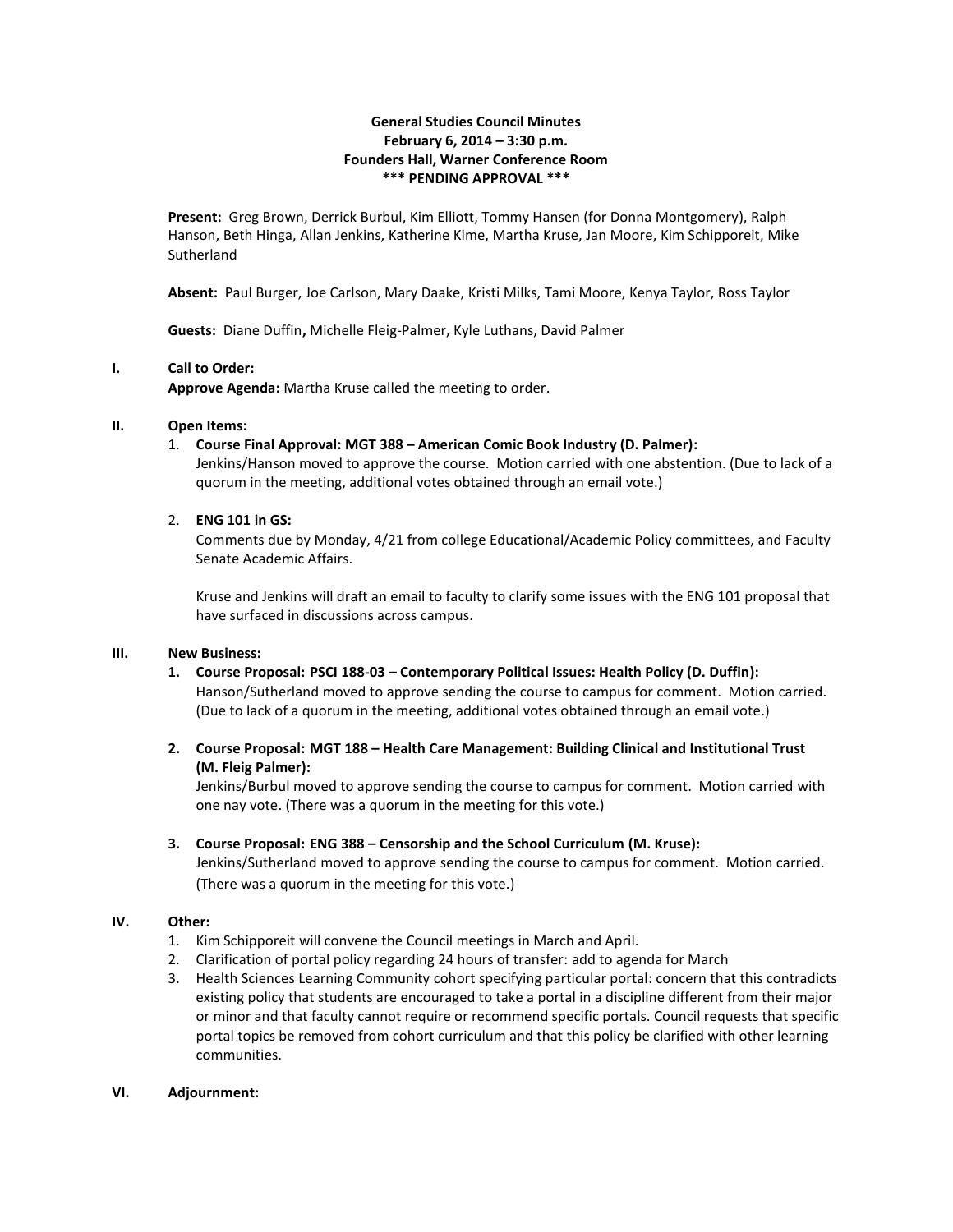# General Studies Council Minutes
**February 6, 2014 – 3:30 p.m.**
**Founders Hall, Warner Conference Room**
**\*\*\* PENDING APPROVAL \*\*\***

**Present:** Greg Brown, Derrick Burbul, Kim Elliott, Tommy Hansen (for Donna Montgomery), Ralph Hanson, Beth Hinga, Allan Jenkins, Katherine Kime, Martha Kruse, Jan Moore, Kim Schipporeit, Mike Sutherland

**Absent:** Paul Burger, Joe Carlson, Mary Daake, Kristi Milks, Tami Moore, Kenya Taylor, Ross Taylor

**Guests:** Diane Duffin**,** Michelle Fleig-Palmer, Kyle Luthans, David Palmer

## I. Call to Order:

**Approve Agenda:** Martha Kruse called the meeting to order.

## II. Open Items:

1. **Course Final Approval: MGT 388 – American Comic Book Industry (D. Palmer):**
   Jenkins/Hanson moved to approve the course. Motion carried with one abstention. (Due to lack of a quorum in the meeting, additional votes obtained through an email vote.)

2. **ENG 101 in GS:**
   Comments due by Monday, 4/21 from college Educational/Academic Policy committees, and Faculty Senate Academic Affairs.

   Kruse and Jenkins will draft an email to faculty to clarify some issues with the ENG 101 proposal that have surfaced in discussions across campus.

## III. New Business:

1. **Course Proposal: PSCI 188-03 – Contemporary Political Issues: Health Policy (D. Duffin):**
   Hanson/Sutherland moved to approve sending the course to campus for comment. Motion carried. (Due to lack of a quorum in the meeting, additional votes obtained through an email vote.)

2. **Course Proposal: MGT 188 – Health Care Management: Building Clinical and Institutional Trust (M. Fleig Palmer):**
   Jenkins/Burbul moved to approve sending the course to campus for comment. Motion carried with one nay vote. (There was a quorum in the meeting for this vote.)

3. **Course Proposal: ENG 388 – Censorship and the School Curriculum (M. Kruse):**
   Jenkins/Sutherland moved to approve sending the course to campus for comment. Motion carried. (There was a quorum in the meeting for this vote.)

## IV. Other:

1. Kim Schipporeit will convene the Council meetings in March and April.
2. Clarification of portal policy regarding 24 hours of transfer: add to agenda for March
3. Health Sciences Learning Community cohort specifying particular portal: concern that this contradicts existing policy that students are encouraged to take a portal in a discipline different from their major or minor and that faculty cannot require or recommend specific portals. Council requests that specific portal topics be removed from cohort curriculum and that this policy be clarified with other learning communities.

## VI. Adjournment: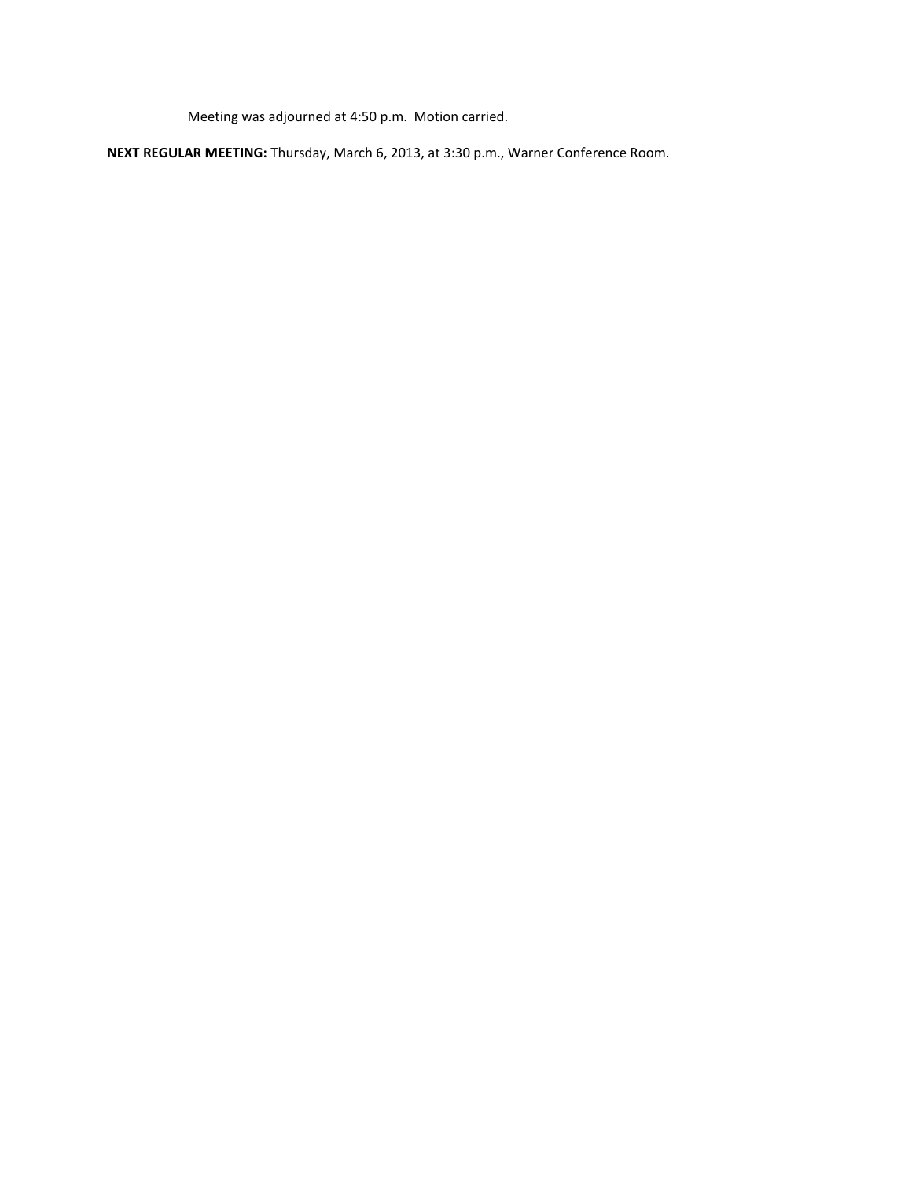Meeting was adjourned at 4:50 p.m. Motion carried.

**NEXT REGULAR MEETING:** Thursday, March 6, 2013, at 3:30 p.m., Warner Conference Room.